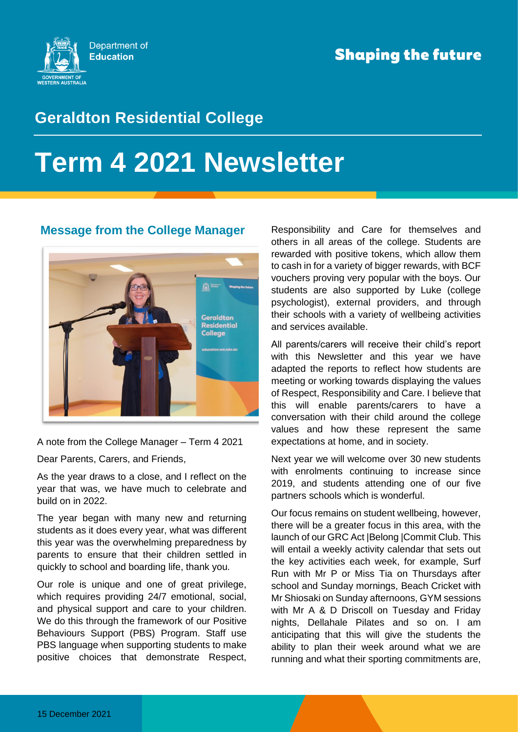Department of Education

GOVERNMENT OF WESTERN AUSTRALIA

**Shaping the future**

## Geraldton Residential College

# Term 4 2021 Newsletter

### Message from the College Manager

A note from the College Manager – Term 4 2021

Dear Parents, Carers, and Friends,

As the year draws to a close, and I reflect on the year that was, we have much to celebrate and build on in 2022.

The year began with many new and returning students as it does every year, what was different this year was the overwhelming preparedness by parents to ensure that their children settled in quickly to school and boarding life, thank you.

Our role is unique and one of great privilege, which requires providing 24/7 emotional, social, and physical support and care to your children. We do this through the framework of our Positive Behaviours Support (PBS) Program. Staff use PBS language when supporting students to make positive choices that demonstrate Respect, Responsibility and Care for themselves and others in all areas of the college. Students are rewarded with positive tokens, which allow them to cash in for a variety of bigger rewards, with BCF vouchers proving very popular with the boys. Our students are also supported by Luke (college psychologist), external providers, and through their schools with a variety of wellbeing activities and services available.

All parents/carers will receive their child's report with this Newsletter and this year we have adapted the reports to reflect how students are meeting or working towards displaying the values of Respect, Responsibility and Care. I believe that this will enable parents/carers to have a conversation with their child around the college values and how these represent the same expectations at home, and in society.

Next year we will welcome over 30 new students with enrolments continuing to increase since 2019, and students attending one of our five partners schools which is wonderful.

Our focus remains on student wellbeing, however, there will be a greater focus in this area, with the launch of our GRC Act |Belong |Commit Club. This will entail a weekly activity calendar that sets out the key activities each week, for example, Surf Run with Mr P or Miss Tia on Thursdays after school and Sunday mornings, Beach Cricket with Mr Shiosaki on Sunday afternoons, GYM sessions with Mr A & D Driscoll on Tuesday and Friday nights, Dellahale Pilates and so on. I am anticipating that this will give the students the ability to plan their week around what we are running and what their sporting commitments are,

15 December 2021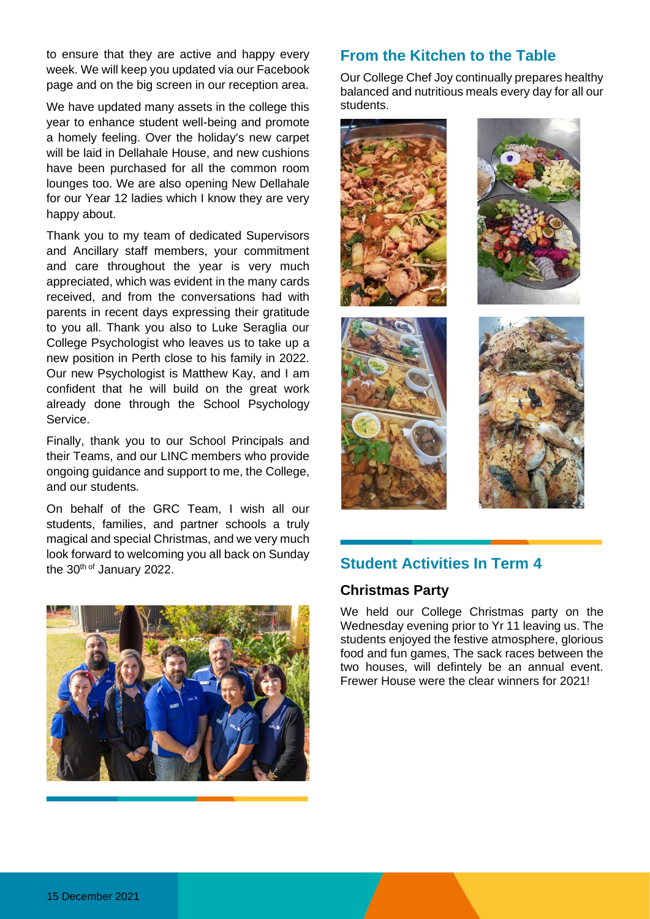to ensure that they are active and happy every week. We will keep you updated via our Facebook page and on the big screen in our reception area.

We have updated many assets in the college this year to enhance student well-being and promote a homely feeling. Over the holiday's new carpet will be laid in Dellahale House, and new cushions have been purchased for all the common room lounges too. We are also opening New Dellahale for our Year 12 ladies which I know they are very happy about.

Thank you to my team of dedicated Supervisors and Ancillary staff members, your commitment and care throughout the year is very much appreciated, which was evident in the many cards received, and from the conversations had with parents in recent days expressing their gratitude to you all. Thank you also to Luke Seraglia our College Psychologist who leaves us to take up a new position in Perth close to his family in 2022. Our new Psychologist is Matthew Kay, and I am confident that he will build on the great work already done through the School Psychology Service.

Finally, thank you to our School Principals and their Teams, and our LINC members who provide ongoing guidance and support to me, the College, and our students.

On behalf of the GRC Team, I wish all our students, families, and partner schools a truly magical and special Christmas, and we very much look forward to welcoming you all back on Sunday the 30th of January 2022.

## From the Kitchen to the Table

Our College Chef Joy continually prepares healthy balanced and nutritious meals every day for all our students.

## Student Activities In Term 4

### Christmas Party

We held our College Christmas party on the Wednesday evening prior to Yr 11 leaving us. The students enjoyed the festive atmosphere, glorious food and fun games, The sack races between the two houses, will defintely be an annual event. Frewer House were the clear winners for 2021!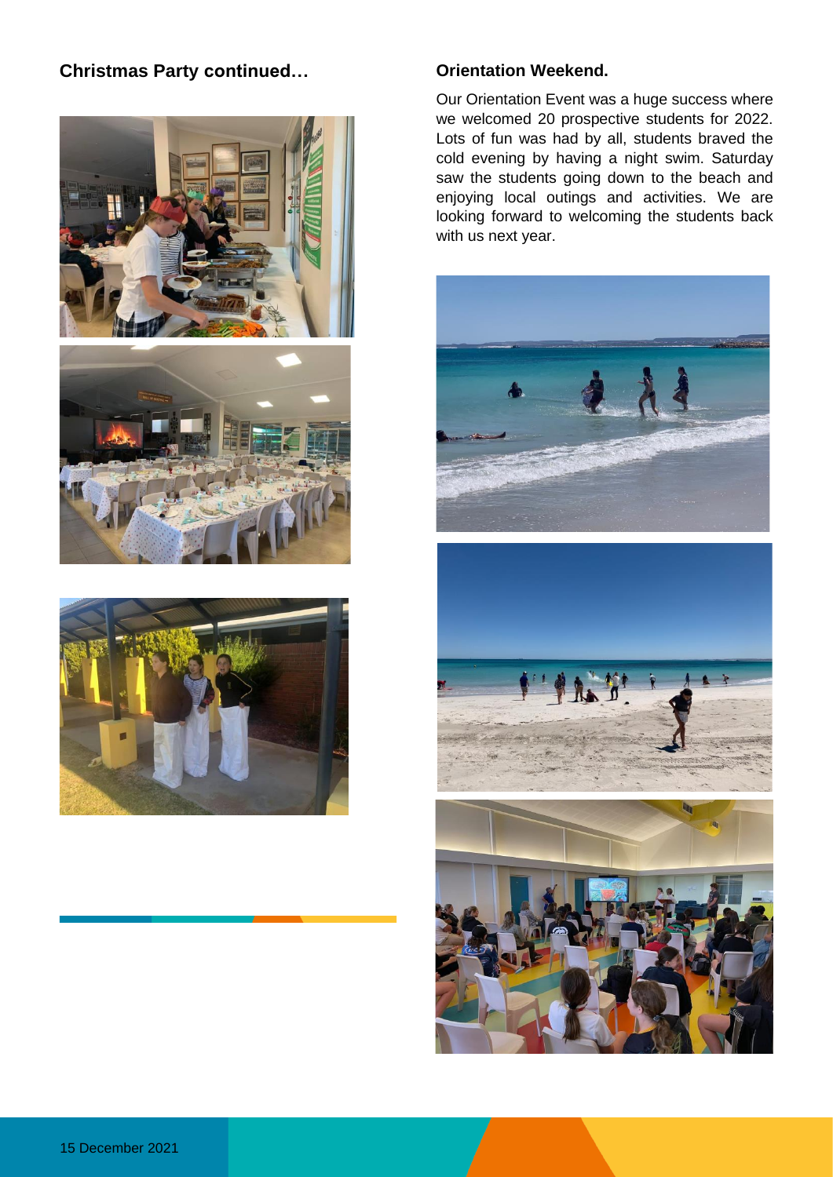## Christmas Party continued…

## Orientation Weekend.

Our Orientation Event was a huge success where we welcomed 20 prospective students for 2022. Lots of fun was had by all, students braved the cold evening by having a night swim. Saturday saw the students going down to the beach and enjoying local outings and activities. We are looking forward to welcoming the students back with us next year.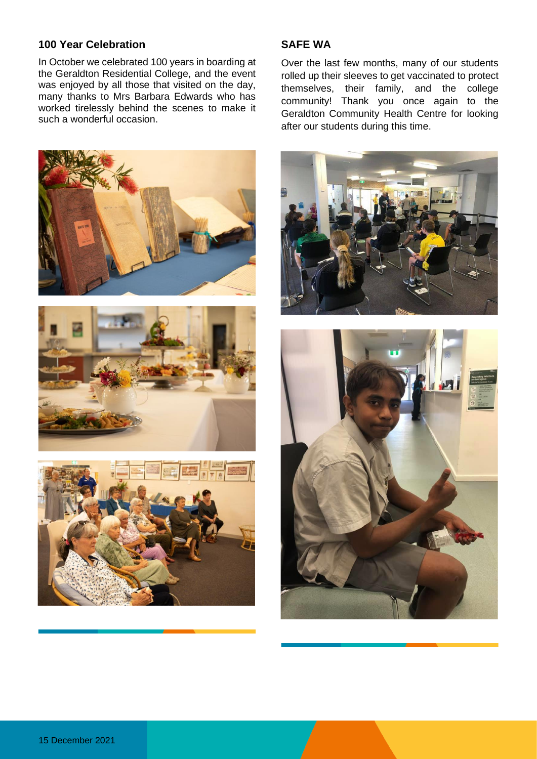## 100 Year Celebration

In October we celebrated 100 years in boarding at the Geraldton Residential College, and the event was enjoyed by all those that visited on the day, many thanks to Mrs Barbara Edwards who has worked tirelessly behind the scenes to make it such a wonderful occasion.

## SAFE WA

Over the last few months, many of our students rolled up their sleeves to get vaccinated to protect themselves, their family, and the college community! Thank you once again to the Geraldton Community Health Centre for looking after our students during this time.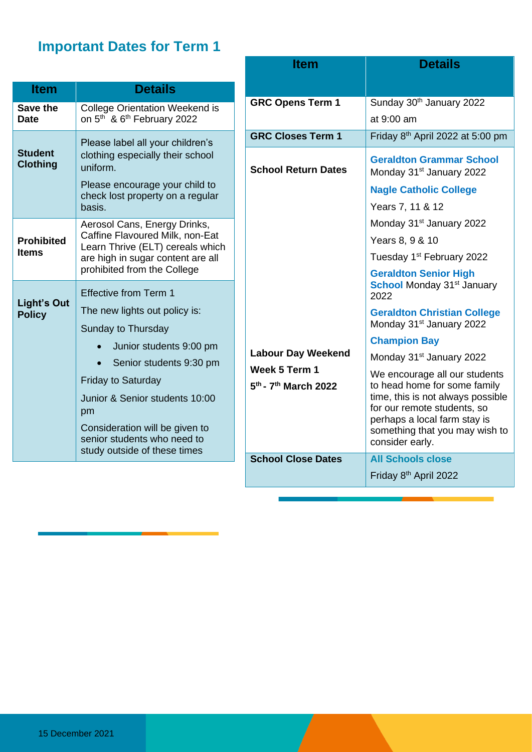## Important Dates for Term 1

| Item | Details |
|---|---|
| **Save the Date** | College Orientation Weekend is on 5th & 6th February 2022 |
| **Student Clothing** | Please label all your children's clothing especially their school uniform.<br>Please encourage your child to check lost property on a regular basis. |
| **Prohibited Items** | Aerosol Cans, Energy Drinks, Caffine Flavoured Milk, non-Eat Learn Thrive (ELT) cereals which are high in sugar content are all prohibited from the College |
| **Light's Out Policy** | Effective from Term 1<br>The new lights out policy is:<br>Sunday to Thursday<br>• Junior students 9:00 pm<br>• Senior students 9:30 pm<br>Friday to Saturday<br>Junior & Senior students 10:00 pm<br>Consideration will be given to senior students who need to study outside of these times |

| Item | Details |
|---|---|
| **GRC Opens Term 1** | Sunday 30th January 2022 at 9:00 am |
| **GRC Closes Term 1** | Friday 8th April 2022 at 5:00 pm |
| **School Return Dates** | **Geraldton Grammar School** Monday 31st January 2022<br>**Nagle Catholic College**<br>Years 7, 11 & 12<br>Monday 31st January 2022<br>Years 8, 9 & 10<br>Tuesday 1st February 2022<br>**Geraldton Senior High School** Monday 31st January 2022<br>**Geraldton Christian College** Monday 31st January 2022<br>**Champion Bay**<br>Monday 31st January 2022 |
| **Labour Day Weekend Week 5 Term 1 5th - 7th March 2022** | We encourage all our students to head home for some family time, this is not always possible for our remote students, so perhaps a local farm stay is something that you may wish to consider early. |
| **School Close Dates** | **All Schools close**<br>Friday 8th April 2022 |

15 December 2021